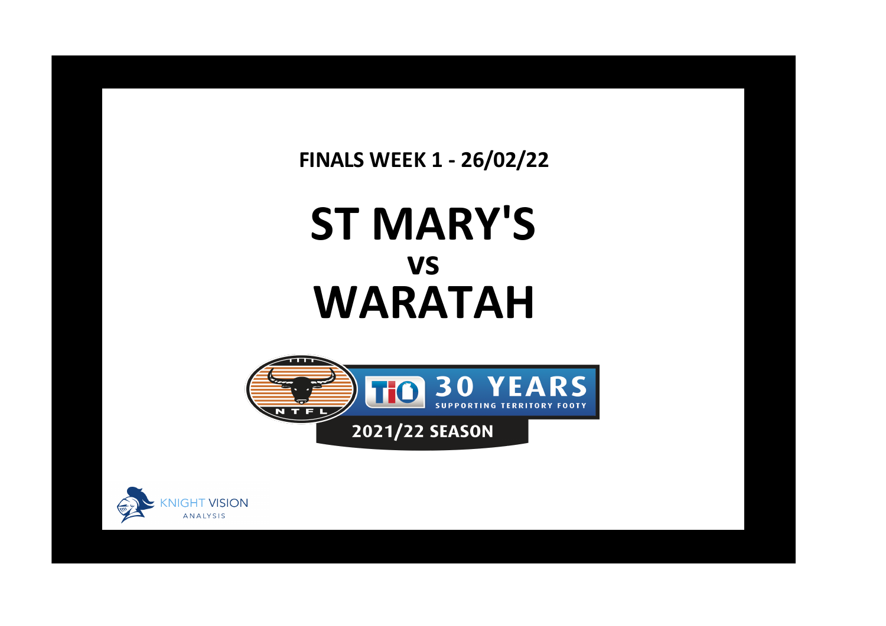**FINALS WEEK 1 - 26/02/22**

# ST MARY'S

## vs

# WARATAH

NTFL

TIO 30 YEARS SUPPORTING TERRITORY FOOTY

2021/22 SEASON

KNIGHT VISION ANALYSIS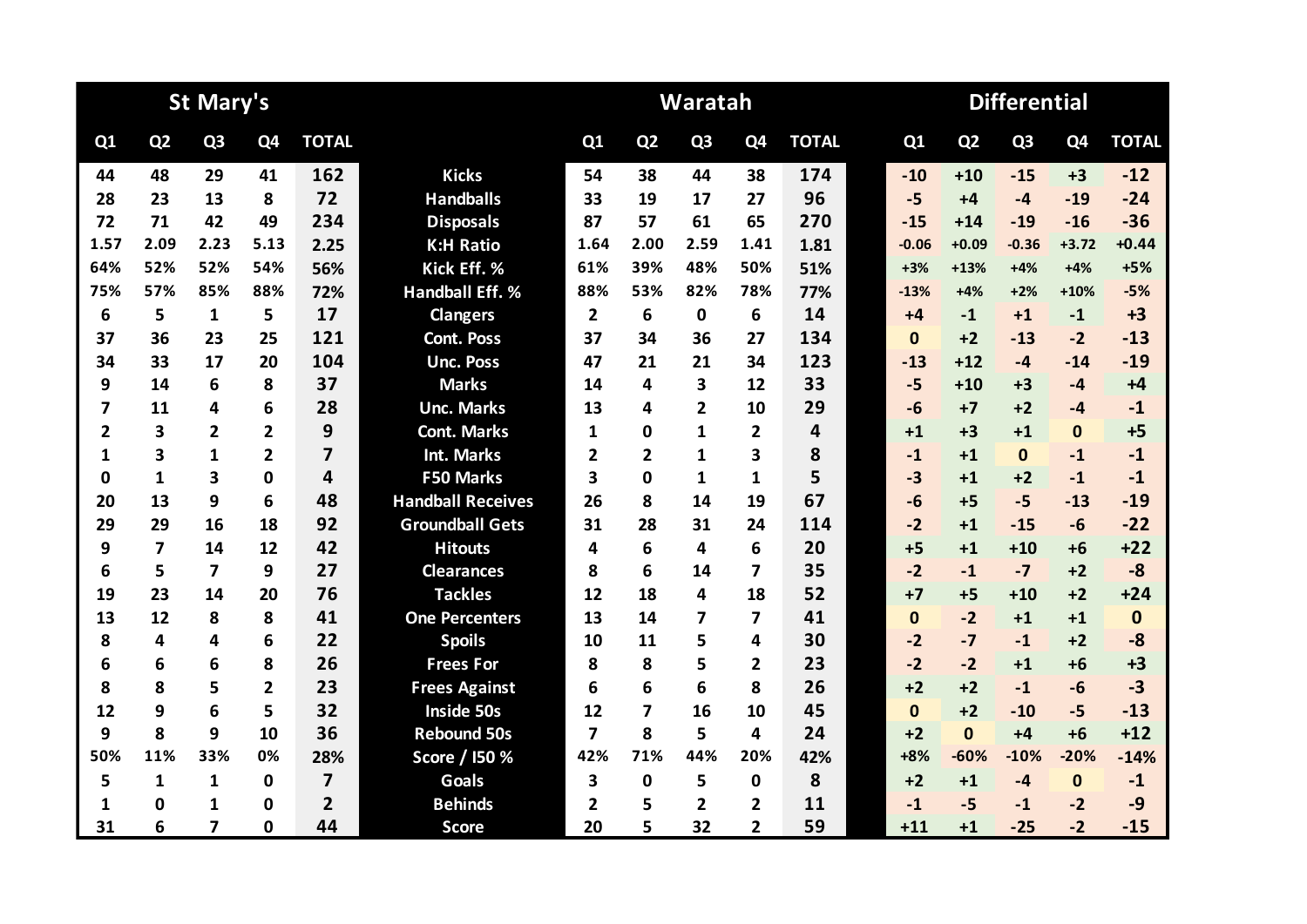| St Mary's | | | | | | Waratah | | | | | Differential | | | | |
|---|---|---|---|---|---|---|---|---|---|---|---|---|---|---|---|
| Q1 | Q2 | Q3 | Q4 | TOTAL | | Q1 | Q2 | Q3 | Q4 | TOTAL | Q1 | Q2 | Q3 | Q4 | TOTAL |
| 44 | 48 | 29 | 41 | 162 | Kicks | 54 | 38 | 44 | 38 | 174 | -10 | +10 | -15 | +3 | -12 |
| 28 | 23 | 13 | 8 | 72 | Handballs | 33 | 19 | 17 | 27 | 96 | -5 | +4 | -4 | -19 | -24 |
| 72 | 71 | 42 | 49 | 234 | Disposals | 87 | 57 | 61 | 65 | 270 | -15 | +14 | -19 | -16 | -36 |
| 1.57 | 2.09 | 2.23 | 5.13 | 2.25 | K:H Ratio | 1.64 | 2.00 | 2.59 | 1.41 | 1.81 | -0.06 | +0.09 | -0.36 | +3.72 | +0.44 |
| 64% | 52% | 52% | 54% | 56% | Kick Eff. % | 61% | 39% | 48% | 50% | 51% | +3% | +13% | +4% | +4% | +5% |
| 75% | 57% | 85% | 88% | 72% | Handball Eff. % | 88% | 53% | 82% | 78% | 77% | -13% | +4% | +2% | +10% | -5% |
| 6 | 5 | 1 | 5 | 17 | Clangers | 2 | 6 | 0 | 6 | 14 | +4 | -1 | +1 | -1 | +3 |
| 37 | 36 | 23 | 25 | 121 | Cont. Poss | 37 | 34 | 36 | 27 | 134 | 0 | +2 | -13 | -2 | -13 |
| 34 | 33 | 17 | 20 | 104 | Unc. Poss | 47 | 21 | 21 | 34 | 123 | -13 | +12 | -4 | -14 | -19 |
| 9 | 14 | 6 | 8 | 37 | Marks | 14 | 4 | 3 | 12 | 33 | -5 | +10 | +3 | -4 | +4 |
| 7 | 11 | 4 | 6 | 28 | Unc. Marks | 13 | 4 | 2 | 10 | 29 | -6 | +7 | +2 | -4 | -1 |
| 2 | 3 | 2 | 2 | 9 | Cont. Marks | 1 | 0 | 1 | 2 | 4 | +1 | +3 | +1 | 0 | +5 |
| 1 | 3 | 1 | 2 | 7 | Int. Marks | 2 | 2 | 1 | 3 | 8 | -1 | +1 | 0 | -1 | -1 |
| 0 | 1 | 3 | 0 | 4 | F50 Marks | 3 | 0 | 1 | 1 | 5 | -3 | +1 | +2 | -1 | -1 |
| 20 | 13 | 9 | 6 | 48 | Handball Receives | 26 | 8 | 14 | 19 | 67 | -6 | +5 | -5 | -13 | -19 |
| 29 | 29 | 16 | 18 | 92 | Groundball Gets | 31 | 28 | 31 | 24 | 114 | -2 | +1 | -15 | -6 | -22 |
| 9 | 7 | 14 | 12 | 42 | Hitouts | 4 | 6 | 4 | 6 | 20 | +5 | +1 | +10 | +6 | +22 |
| 6 | 5 | 7 | 9 | 27 | Clearances | 8 | 6 | 14 | 7 | 35 | -2 | -1 | -7 | +2 | -8 |
| 19 | 23 | 14 | 20 | 76 | Tackles | 12 | 18 | 4 | 18 | 52 | +7 | +5 | +10 | +2 | +24 |
| 13 | 12 | 8 | 8 | 41 | One Percenters | 13 | 14 | 7 | 7 | 41 | 0 | -2 | +1 | +1 | 0 |
| 8 | 4 | 4 | 6 | 22 | Spoils | 10 | 11 | 5 | 4 | 30 | -2 | -7 | -1 | +2 | -8 |
| 6 | 6 | 6 | 8 | 26 | Frees For | 8 | 8 | 5 | 2 | 23 | -2 | -2 | +1 | +6 | +3 |
| 8 | 8 | 5 | 2 | 23 | Frees Against | 6 | 6 | 6 | 8 | 26 | +2 | +2 | -1 | -6 | -3 |
| 12 | 9 | 6 | 5 | 32 | Inside 50s | 12 | 7 | 16 | 10 | 45 | 0 | +2 | -10 | -5 | -13 |
| 9 | 8 | 9 | 10 | 36 | Rebound 50s | 7 | 8 | 5 | 4 | 24 | +2 | 0 | +4 | +6 | +12 |
| 50% | 11% | 33% | 0% | 28% | Score / I50 % | 42% | 71% | 44% | 20% | 42% | +8% | -60% | -10% | -20% | -14% |
| 5 | 1 | 1 | 0 | 7 | Goals | 3 | 0 | 5 | 0 | 8 | +2 | +1 | -4 | 0 | -1 |
| 1 | 0 | 1 | 0 | 2 | Behinds | 2 | 5 | 2 | 2 | 11 | -1 | -5 | -1 | -2 | -9 |
| 31 | 6 | 7 | 0 | 44 | Score | 20 | 5 | 32 | 2 | 59 | +11 | +1 | -25 | -2 | -15 |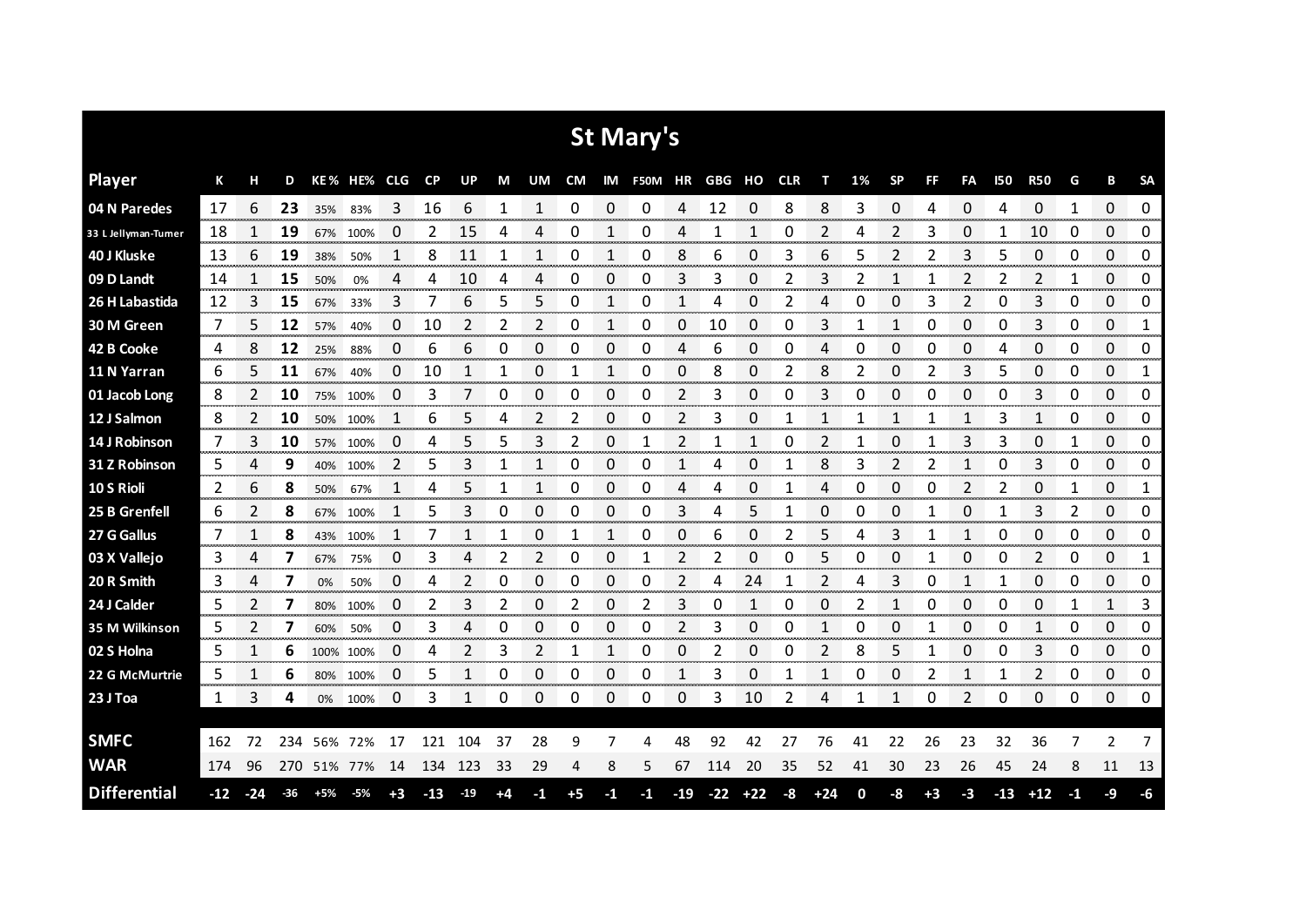# St Mary's

| Player | K | H | D | KE% | HE% | CLG | CP | UP | M | UM | CM | IM | F50M | HR | GBG | HO | CLR | T | 1% | SP | FF | FA | I50 | R50 | G | B | SA |
|---|---|---|---|---|---|---|---|---|---|---|---|---|---|---|---|---|---|---|---|---|---|---|---|---|---|---|---|
| 04 N Paredes | 17 | 6 | 23 | 35% | 83% | 3 | 16 | 6 | 1 | 1 | 0 | 0 | 0 | 4 | 12 | 0 | 8 | 8 | 3 | 0 | 4 | 0 | 4 | 0 | 1 | 0 | 0 |
| 33 L Jellyman-Turner | 18 | 1 | 19 | 67% | 100% | 0 | 2 | 15 | 4 | 4 | 0 | 1 | 0 | 4 | 1 | 1 | 0 | 2 | 4 | 2 | 3 | 0 | 1 | 10 | 0 | 0 | 0 |
| 40 J Kluske | 13 | 6 | 19 | 38% | 50% | 1 | 8 | 11 | 1 | 1 | 0 | 1 | 0 | 8 | 6 | 0 | 3 | 6 | 5 | 2 | 2 | 3 | 5 | 0 | 0 | 0 | 0 |
| 09 D Landt | 14 | 1 | 15 | 50% | 0% | 4 | 4 | 10 | 4 | 4 | 0 | 0 | 0 | 3 | 3 | 0 | 2 | 3 | 2 | 1 | 1 | 2 | 2 | 2 | 1 | 0 | 0 |
| 26 H Labastida | 12 | 3 | 15 | 67% | 33% | 3 | 7 | 6 | 5 | 5 | 0 | 1 | 0 | 1 | 4 | 0 | 2 | 4 | 0 | 0 | 3 | 2 | 0 | 3 | 0 | 0 | 0 |
| 30 M Green | 7 | 5 | 12 | 57% | 40% | 0 | 10 | 2 | 2 | 2 | 0 | 1 | 0 | 0 | 10 | 0 | 0 | 3 | 1 | 1 | 0 | 0 | 0 | 3 | 0 | 0 | 1 |
| 42 B Cooke | 4 | 8 | 12 | 25% | 88% | 0 | 6 | 6 | 0 | 0 | 0 | 0 | 0 | 4 | 6 | 0 | 0 | 4 | 0 | 0 | 0 | 0 | 4 | 0 | 0 | 0 | 0 |
| 11 N Yarran | 6 | 5 | 11 | 67% | 40% | 0 | 10 | 1 | 1 | 0 | 1 | 1 | 0 | 0 | 8 | 0 | 2 | 8 | 2 | 0 | 2 | 3 | 5 | 0 | 0 | 0 | 1 |
| 01 Jacob Long | 8 | 2 | 10 | 75% | 100% | 0 | 3 | 7 | 0 | 0 | 0 | 0 | 0 | 2 | 3 | 0 | 0 | 3 | 0 | 0 | 0 | 0 | 0 | 3 | 0 | 0 | 0 |
| 12 J Salmon | 8 | 2 | 10 | 50% | 100% | 1 | 6 | 5 | 4 | 2 | 2 | 0 | 0 | 2 | 3 | 0 | 1 | 1 | 1 | 1 | 1 | 1 | 3 | 1 | 0 | 0 | 0 |
| 14 J Robinson | 7 | 3 | 10 | 57% | 100% | 0 | 4 | 5 | 5 | 3 | 2 | 0 | 1 | 2 | 1 | 1 | 0 | 2 | 1 | 0 | 1 | 3 | 3 | 0 | 1 | 0 | 0 |
| 31 Z Robinson | 5 | 4 | 9 | 40% | 100% | 2 | 5 | 3 | 1 | 1 | 0 | 0 | 0 | 1 | 4 | 0 | 1 | 8 | 3 | 2 | 2 | 1 | 0 | 3 | 0 | 0 | 0 |
| 10 S Rioli | 2 | 6 | 8 | 50% | 67% | 1 | 4 | 5 | 1 | 1 | 0 | 0 | 0 | 4 | 4 | 0 | 1 | 4 | 0 | 0 | 0 | 2 | 2 | 0 | 1 | 0 | 1 |
| 25 B Grenfell | 6 | 2 | 8 | 67% | 100% | 1 | 5 | 3 | 0 | 0 | 0 | 0 | 0 | 3 | 4 | 5 | 1 | 0 | 0 | 0 | 1 | 0 | 1 | 3 | 2 | 0 | 0 |
| 27 G Gallus | 7 | 1 | 8 | 43% | 100% | 1 | 7 | 1 | 1 | 0 | 1 | 1 | 0 | 0 | 6 | 0 | 2 | 5 | 4 | 3 | 1 | 1 | 0 | 0 | 0 | 0 | 0 |
| 03 X Vallejo | 3 | 4 | 7 | 67% | 75% | 0 | 3 | 4 | 2 | 2 | 0 | 0 | 1 | 2 | 2 | 0 | 0 | 5 | 0 | 0 | 1 | 0 | 0 | 2 | 0 | 0 | 1 |
| 20 R Smith | 3 | 4 | 7 | 0% | 50% | 0 | 4 | 2 | 0 | 0 | 0 | 0 | 0 | 2 | 4 | 24 | 1 | 2 | 4 | 3 | 0 | 1 | 1 | 0 | 0 | 0 | 0 |
| 24 J Calder | 5 | 2 | 7 | 80% | 100% | 0 | 2 | 3 | 2 | 0 | 2 | 0 | 2 | 3 | 0 | 1 | 0 | 0 | 2 | 1 | 0 | 0 | 0 | 0 | 1 | 1 | 3 |
| 35 M Wilkinson | 5 | 2 | 7 | 60% | 50% | 0 | 3 | 4 | 0 | 0 | 0 | 0 | 0 | 2 | 3 | 0 | 0 | 1 | 0 | 0 | 1 | 0 | 0 | 1 | 0 | 0 | 0 |
| 02 S Holna | 5 | 1 | 6 | 100% | 100% | 0 | 4 | 2 | 3 | 2 | 1 | 1 | 0 | 0 | 2 | 0 | 0 | 2 | 8 | 5 | 1 | 0 | 0 | 3 | 0 | 0 | 0 |
| 22 G McMurtrie | 5 | 1 | 6 | 80% | 100% | 0 | 5 | 1 | 0 | 0 | 0 | 0 | 0 | 1 | 3 | 0 | 1 | 1 | 0 | 0 | 2 | 1 | 1 | 2 | 0 | 0 | 0 |
| 23 J Toa | 1 | 3 | 4 | 0% | 100% | 0 | 3 | 1 | 0 | 0 | 0 | 0 | 0 | 0 | 3 | 10 | 2 | 4 | 1 | 1 | 0 | 2 | 0 | 0 | 0 | 0 | 0 |
| **SMFC** | 162 | 72 | 234 | 56% | 72% | 17 | 121 | 104 | 37 | 28 | 9 | 7 | 4 | 48 | 92 | 42 | 27 | 76 | 41 | 22 | 26 | 23 | 32 | 36 | 7 | 2 | 7 |
| **WAR** | 174 | 96 | 270 | 51% | 77% | 14 | 134 | 123 | 33 | 29 | 4 | 8 | 5 | 67 | 114 | 20 | 35 | 52 | 41 | 30 | 23 | 26 | 45 | 24 | 8 | 11 | 13 |
| **Differential** | -12 | -24 | -36 | +5% | -5% | +3 | -13 | -19 | +4 | -1 | +5 | -1 | -1 | -19 | -22 | +22 | -8 | +24 | 0 | -8 | +3 | -3 | -13 | +12 | -1 | -9 | -6 |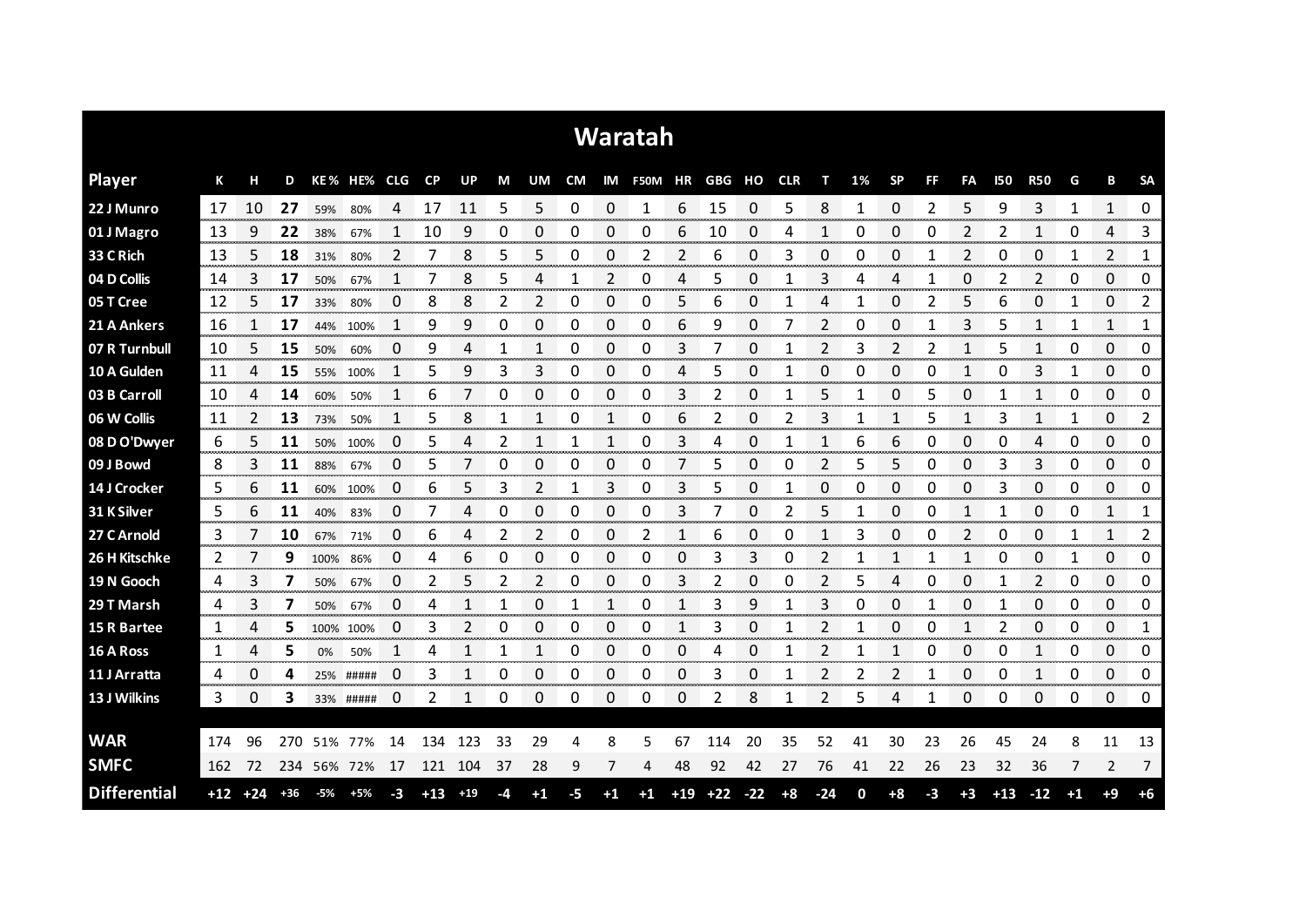# Waratah

| Player | K | H | D | KE% | HE% | CLG | CP | UP | M | UM | CM | IM | F50M | HR | GBG | HO | CLR | T | 1% | SP | FF | FA | I50 | R50 | G | B | SA |
|---|---|---|---|---|---|---|---|---|---|---|---|---|---|---|---|---|---|---|---|---|---|---|---|---|---|---|---|
| 22 J Munro | 17 | 10 | **27** | 59% | 80% | 4 | 17 | 11 | 5 | 5 | 0 | 0 | 1 | 6 | 15 | 0 | 5 | 8 | 1 | 0 | 2 | 5 | 9 | 3 | 1 | 1 | 0 |
| 01 J Magro | 13 | 9 | **22** | 38% | 67% | 1 | 10 | 9 | 0 | 0 | 0 | 0 | 0 | 6 | 10 | 0 | 4 | 1 | 0 | 0 | 0 | 2 | 2 | 1 | 0 | 4 | 3 |
| 33 C Rich | 13 | 5 | **18** | 31% | 80% | 2 | 7 | 8 | 5 | 5 | 0 | 0 | 2 | 2 | 6 | 0 | 3 | 0 | 0 | 0 | 1 | 2 | 0 | 0 | 1 | 2 | 1 |
| 04 D Collis | 14 | 3 | **17** | 50% | 67% | 1 | 7 | 8 | 5 | 4 | 1 | 2 | 0 | 4 | 5 | 0 | 1 | 3 | 4 | 4 | 1 | 0 | 2 | 2 | 0 | 0 | 0 |
| 05 T Cree | 12 | 5 | **17** | 33% | 80% | 0 | 8 | 8 | 2 | 2 | 0 | 0 | 0 | 5 | 6 | 0 | 1 | 4 | 1 | 0 | 2 | 5 | 6 | 0 | 1 | 0 | 2 |
| 21 A Ankers | 16 | 1 | **17** | 44% | 100% | 1 | 9 | 9 | 0 | 0 | 0 | 0 | 0 | 6 | 9 | 0 | 7 | 2 | 0 | 0 | 1 | 3 | 5 | 1 | 1 | 1 | 1 |
| 07 R Turnbull | 10 | 5 | **15** | 50% | 60% | 0 | 9 | 4 | 1 | 1 | 0 | 0 | 0 | 3 | 7 | 0 | 1 | 2 | 3 | 2 | 2 | 1 | 5 | 1 | 0 | 0 | 0 |
| 10 A Gulden | 11 | 4 | **15** | 55% | 100% | 1 | 5 | 9 | 3 | 3 | 0 | 0 | 0 | 4 | 5 | 0 | 1 | 0 | 0 | 0 | 0 | 1 | 0 | 3 | 1 | 0 | 0 |
| 03 B Carroll | 10 | 4 | **14** | 60% | 50% | 1 | 6 | 7 | 0 | 0 | 0 | 0 | 0 | 3 | 2 | 0 | 1 | 5 | 1 | 0 | 5 | 0 | 1 | 1 | 0 | 0 | 0 |
| 06 W Collis | 11 | 2 | **13** | 73% | 50% | 1 | 5 | 8 | 1 | 1 | 0 | 1 | 0 | 6 | 2 | 0 | 2 | 3 | 1 | 1 | 5 | 1 | 3 | 1 | 1 | 0 | 2 |
| 08 D O'Dwyer | 6 | 5 | **11** | 50% | 100% | 0 | 5 | 4 | 2 | 1 | 1 | 1 | 0 | 3 | 4 | 0 | 1 | 1 | 6 | 6 | 0 | 0 | 0 | 4 | 0 | 0 | 0 |
| 09 J Bowd | 8 | 3 | **11** | 88% | 67% | 0 | 5 | 7 | 0 | 0 | 0 | 0 | 0 | 7 | 5 | 0 | 0 | 2 | 5 | 5 | 0 | 0 | 3 | 3 | 0 | 0 | 0 |
| 14 J Crocker | 5 | 6 | **11** | 60% | 100% | 0 | 6 | 5 | 3 | 2 | 1 | 3 | 0 | 3 | 5 | 0 | 1 | 0 | 0 | 0 | 0 | 0 | 3 | 0 | 0 | 0 | 0 |
| 31 K Silver | 5 | 6 | **11** | 40% | 83% | 0 | 7 | 4 | 0 | 0 | 0 | 0 | 0 | 3 | 7 | 0 | 2 | 5 | 1 | 0 | 0 | 1 | 1 | 0 | 0 | 1 | 1 |
| 27 C Arnold | 3 | 7 | **10** | 67% | 71% | 0 | 6 | 4 | 2 | 2 | 0 | 0 | 2 | 1 | 6 | 0 | 0 | 1 | 3 | 0 | 0 | 2 | 0 | 0 | 1 | 1 | 2 |
| 26 H Kitschke | 2 | 7 | **9** | 100% | 86% | 0 | 4 | 6 | 0 | 0 | 0 | 0 | 0 | 0 | 3 | 3 | 0 | 2 | 1 | 1 | 1 | 1 | 0 | 0 | 1 | 0 | 0 |
| 19 N Gooch | 4 | 3 | **7** | 50% | 67% | 0 | 2 | 5 | 2 | 2 | 0 | 0 | 0 | 3 | 2 | 0 | 0 | 2 | 5 | 4 | 0 | 0 | 1 | 2 | 0 | 0 | 0 |
| 29 T Marsh | 4 | 3 | **7** | 50% | 67% | 0 | 4 | 1 | 1 | 0 | 1 | 1 | 0 | 1 | 3 | 9 | 1 | 3 | 0 | 0 | 1 | 0 | 1 | 0 | 0 | 0 | 0 |
| 15 R Bartee | 1 | 4 | **5** | 100% | 100% | 0 | 3 | 2 | 0 | 0 | 0 | 0 | 0 | 1 | 3 | 0 | 1 | 2 | 1 | 0 | 0 | 1 | 2 | 0 | 0 | 0 | 1 |
| 16 A Ross | 1 | 4 | **5** | 0% | 50% | 1 | 4 | 1 | 1 | 1 | 0 | 0 | 0 | 0 | 4 | 0 | 1 | 2 | 1 | 1 | 0 | 0 | 0 | 1 | 0 | 0 | 0 |
| 11 J Arratta | 4 | 0 | **4** | 25% | ##### | 0 | 3 | 1 | 0 | 0 | 0 | 0 | 0 | 0 | 3 | 0 | 1 | 2 | 2 | 2 | 1 | 0 | 0 | 1 | 0 | 0 | 0 |
| 13 J Wilkins | 3 | 0 | **3** | 33% | ##### | 0 | 2 | 1 | 0 | 0 | 0 | 0 | 0 | 0 | 2 | 8 | 1 | 2 | 5 | 4 | 1 | 0 | 0 | 0 | 0 | 0 | 0 |
| **WAR** | 174 | 96 | 270 | 51% | 77% | 14 | 134 | 123 | 33 | 29 | 4 | 8 | 5 | 67 | 114 | 20 | 35 | 52 | 41 | 30 | 23 | 26 | 45 | 24 | 8 | 11 | 13 |
| **SMFC** | 162 | 72 | 234 | 56% | 72% | 17 | 121 | 104 | 37 | 28 | 9 | 7 | 4 | 48 | 92 | 42 | 27 | 76 | 41 | 22 | 26 | 23 | 32 | 36 | 7 | 2 | 7 |
| **Differential** | +12 | +24 | +36 | -5% | +5% | -3 | +13 | +19 | -4 | +1 | -5 | +1 | +1 | +19 | +22 | -22 | +8 | -24 | 0 | +8 | -3 | +3 | +13 | -12 | +1 | +9 | +6 |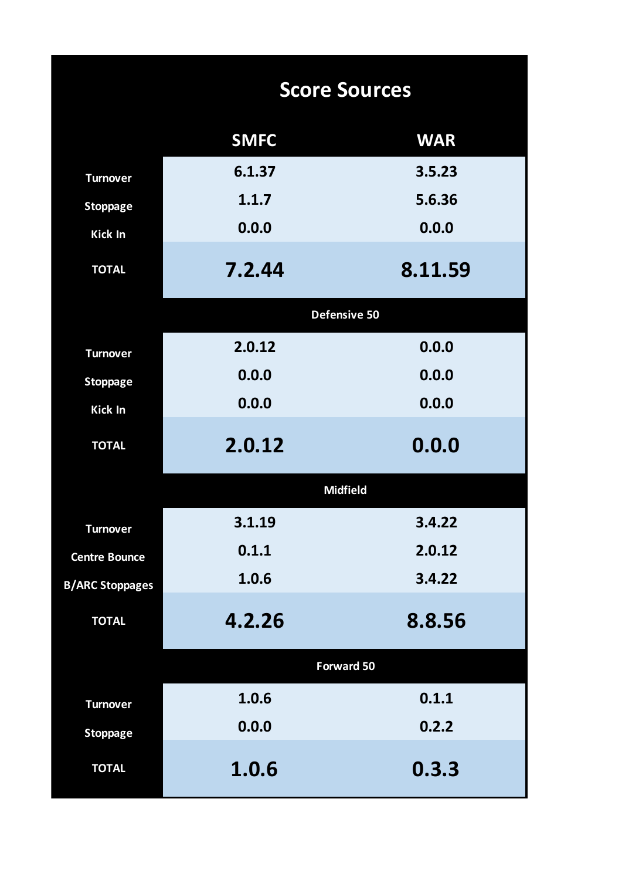## Score Sources

| | SMFC | WAR |
|---|---|---|
| Turnover | 6.1.37 | 3.5.23 |
| Stoppage | 1.1.7 | 5.6.36 |
| Kick In | 0.0.0 | 0.0.0 |
| **TOTAL** | **7.2.44** | **8.11.59** |
| **Defensive 50** | | |
| Turnover | 2.0.12 | 0.0.0 |
| Stoppage | 0.0.0 | 0.0.0 |
| Kick In | 0.0.0 | 0.0.0 |
| **TOTAL** | **2.0.12** | **0.0.0** |
| **Midfield** | | |
| Turnover | 3.1.19 | 3.4.22 |
| Centre Bounce | 0.1.1 | 2.0.12 |
| B/ARC Stoppages | 1.0.6 | 3.4.22 |
| **TOTAL** | **4.2.26** | **8.8.56** |
| **Forward 50** | | |
| Turnover | 1.0.6 | 0.1.1 |
| Stoppage | 0.0.0 | 0.2.2 |
| **TOTAL** | **1.0.6** | **0.3.3** |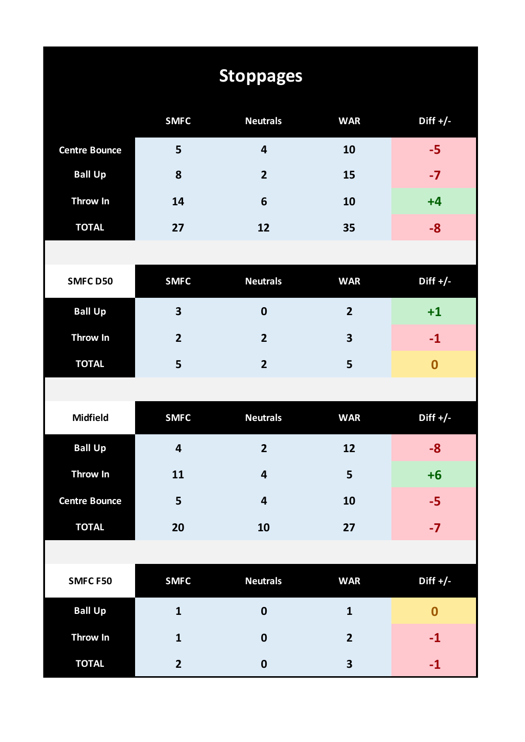# Stoppages

| | SMFC | Neutrals | WAR | Diff +/- |
|---|---|---|---|---|
| Centre Bounce | 5 | 4 | 10 | -5 |
| Ball Up | 8 | 2 | 15 | -7 |
| Throw In | 14 | 6 | 10 | +4 |
| TOTAL | 27 | 12 | 35 | -8 |

| SMFC D50 | SMFC | Neutrals | WAR | Diff +/- |
|---|---|---|---|---|
| Ball Up | 3 | 0 | 2 | +1 |
| Throw In | 2 | 2 | 3 | -1 |
| TOTAL | 5 | 2 | 5 | 0 |

| Midfield | SMFC | Neutrals | WAR | Diff +/- |
|---|---|---|---|---|
| Ball Up | 4 | 2 | 12 | -8 |
| Throw In | 11 | 4 | 5 | +6 |
| Centre Bounce | 5 | 4 | 10 | -5 |
| TOTAL | 20 | 10 | 27 | -7 |

| SMFC F50 | SMFC | Neutrals | WAR | Diff +/- |
|---|---|---|---|---|
| Ball Up | 1 | 0 | 1 | 0 |
| Throw In | 1 | 0 | 2 | -1 |
| TOTAL | 2 | 0 | 3 | -1 |